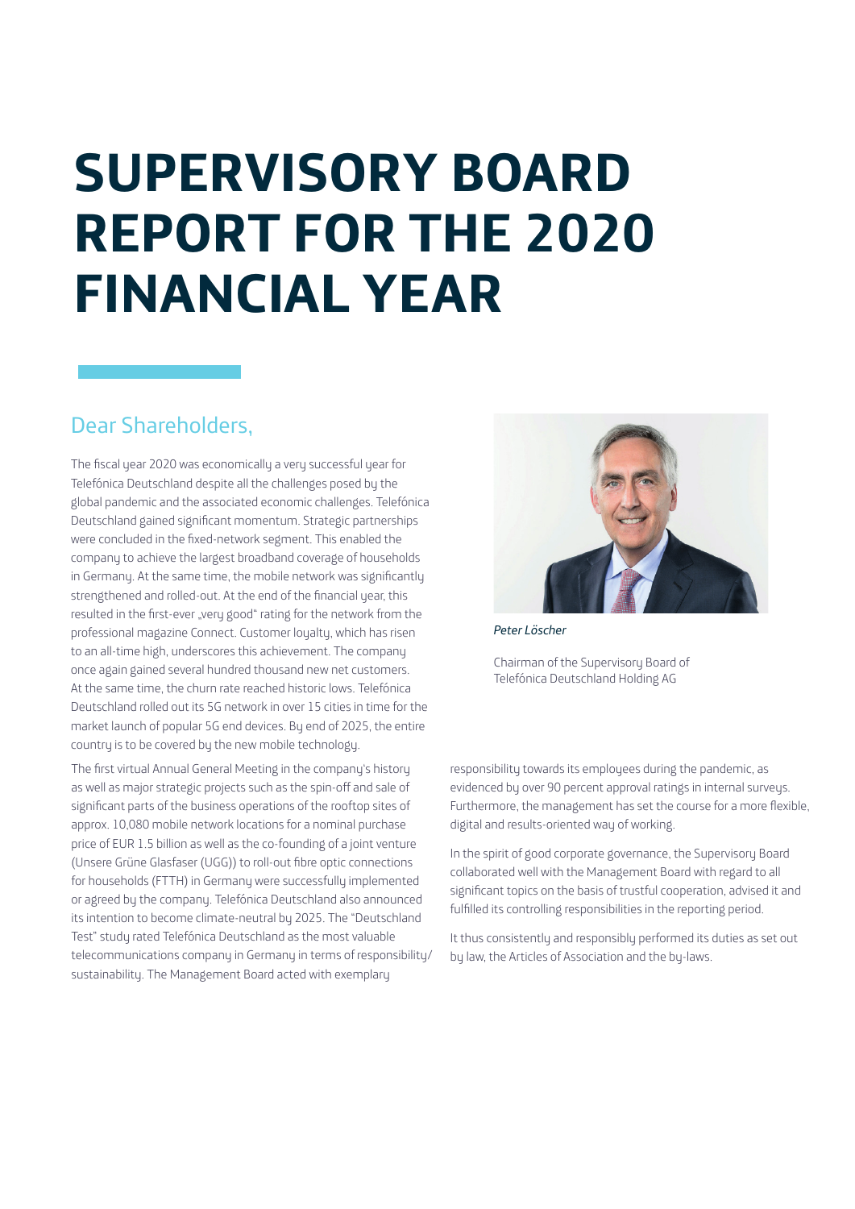# SUPERVISORY BOARD REPORT FOR THE 2020 FINANCIAL YEAR

## Dear Shareholders,

*Peter Löscher*

Chairman of the Supervisory Board of Telefónica Deutschland Holding AG

The fiscal year 2020 was economically a very successful year for Telefónica Deutschland despite all the challenges posed by the global pandemic and the associated economic challenges. Telefónica Deutschland gained significant momentum. Strategic partnerships were concluded in the fixed-network segment. This enabled the company to achieve the largest broadband coverage of households in Germany. At the same time, the mobile network was significantly strengthened and rolled-out. At the end of the financial year, this resulted in the first-ever „very good" rating for the network from the professional magazine Connect. Customer loyalty, which has risen to an all-time high, underscores this achievement. The company once again gained several hundred thousand new net customers. At the same time, the churn rate reached historic lows. Telefónica Deutschland rolled out its 5G network in over 15 cities in time for the market launch of popular 5G end devices. By end of 2025, the entire country is to be covered by the new mobile technology.

The first virtual Annual General Meeting in the company's history as well as major strategic projects such as the spin-off and sale of significant parts of the business operations of the rooftop sites of approx. 10,080 mobile network locations for a nominal purchase price of EUR 1.5 billion as well as the co-founding of a joint venture (Unsere Grüne Glasfaser (UGG)) to roll-out fibre optic connections for households (FTTH) in Germany were successfully implemented or agreed by the company. Telefónica Deutschland also announced its intention to become climate-neutral by 2025. The "Deutschland Test" study rated Telefónica Deutschland as the most valuable telecommunications company in Germany in terms of responsibility/sustainability. The Management Board acted with exemplary responsibility towards its employees during the pandemic, as evidenced by over 90 percent approval ratings in internal surveys. Furthermore, the management has set the course for a more flexible, digital and results-oriented way of working.

In the spirit of good corporate governance, the Supervisory Board collaborated well with the Management Board with regard to all significant topics on the basis of trustful cooperation, advised it and fulfilled its controlling responsibilities in the reporting period.

It thus consistently and responsibly performed its duties as set out by law, the Articles of Association and the by-laws.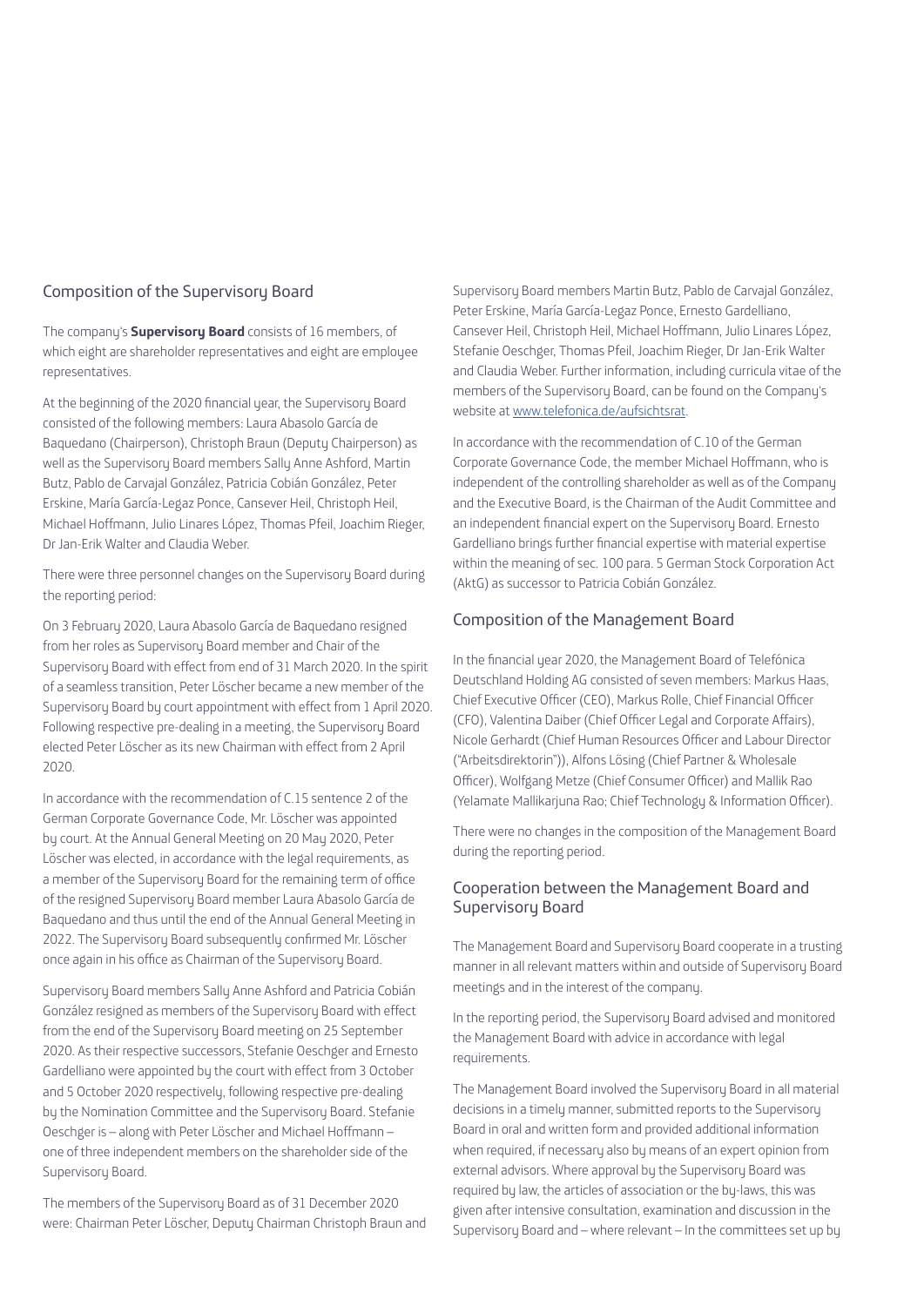## Composition of the Supervisory Board

The company's **Supervisory Board** consists of 16 members, of which eight are shareholder representatives and eight are employee representatives.

At the beginning of the 2020 financial year, the Supervisory Board consisted of the following members: Laura Abasolo García de Baquedano (Chairperson), Christoph Braun (Deputy Chairperson) as well as the Supervisory Board members Sally Anne Ashford, Martin Butz, Pablo de Carvajal González, Patricia Cobián González, Peter Erskine, María García-Legaz Ponce, Cansever Heil, Christoph Heil, Michael Hoffmann, Julio Linares López, Thomas Pfeil, Joachim Rieger, Dr Jan-Erik Walter and Claudia Weber.

There were three personnel changes on the Supervisory Board during the reporting period:

On 3 February 2020, Laura Abasolo García de Baquedano resigned from her roles as Supervisory Board member and Chair of the Supervisory Board with effect from end of 31 March 2020. In the spirit of a seamless transition, Peter Löscher became a new member of the Supervisory Board by court appointment with effect from 1 April 2020. Following respective pre-dealing in a meeting, the Supervisory Board elected Peter Löscher as its new Chairman with effect from 2 April 2020.

In accordance with the recommendation of C.15 sentence 2 of the German Corporate Governance Code, Mr. Löscher was appointed by court. At the Annual General Meeting on 20 May 2020, Peter Löscher was elected, in accordance with the legal requirements, as a member of the Supervisory Board for the remaining term of office of the resigned Supervisory Board member Laura Abasolo García de Baquedano and thus until the end of the Annual General Meeting in 2022. The Supervisory Board subsequently confirmed Mr. Löscher once again in his office as Chairman of the Supervisory Board.

Supervisory Board members Sally Anne Ashford and Patricia Cobián González resigned as members of the Supervisory Board with effect from the end of the Supervisory Board meeting on 25 September 2020. As their respective successors, Stefanie Oeschger and Ernesto Gardelliano were appointed by the court with effect from 3 October and 5 October 2020 respectively, following respective pre-dealing by the Nomination Committee and the Supervisory Board. Stefanie Oeschger is – along with Peter Löscher and Michael Hoffmann – one of three independent members on the shareholder side of the Supervisory Board.

The members of the Supervisory Board as of 31 December 2020 were: Chairman Peter Löscher, Deputy Chairman Christoph Braun and Supervisory Board members Martin Butz, Pablo de Carvajal González, Peter Erskine, María García-Legaz Ponce, Ernesto Gardelliano, Cansever Heil, Christoph Heil, Michael Hoffmann, Julio Linares López, Stefanie Oeschger, Thomas Pfeil, Joachim Rieger, Dr Jan-Erik Walter and Claudia Weber. Further information, including curricula vitae of the members of the Supervisory Board, can be found on the Company's website at www.telefonica.de/aufsichtsrat.

In accordance with the recommendation of C.10 of the German Corporate Governance Code, the member Michael Hoffmann, who is independent of the controlling shareholder as well as of the Company and the Executive Board, is the Chairman of the Audit Committee and an independent financial expert on the Supervisory Board. Ernesto Gardelliano brings further financial expertise with material expertise within the meaning of sec. 100 para. 5 German Stock Corporation Act (AktG) as successor to Patricia Cobián González.

## Composition of the Management Board

In the financial year 2020, the Management Board of Telefónica Deutschland Holding AG consisted of seven members: Markus Haas, Chief Executive Officer (CEO), Markus Rolle, Chief Financial Officer (CFO), Valentina Daiber (Chief Officer Legal and Corporate Affairs), Nicole Gerhardt (Chief Human Resources Officer and Labour Director ("Arbeitsdirektorin")), Alfons Lösing (Chief Partner & Wholesale Officer), Wolfgang Metze (Chief Consumer Officer) and Mallik Rao (Yelamate Mallikarjuna Rao; Chief Technology & Information Officer).

There were no changes in the composition of the Management Board during the reporting period.

## Cooperation between the Management Board and Supervisory Board

The Management Board and Supervisory Board cooperate in a trusting manner in all relevant matters within and outside of Supervisory Board meetings and in the interest of the company.

In the reporting period, the Supervisory Board advised and monitored the Management Board with advice in accordance with legal requirements.

The Management Board involved the Supervisory Board in all material decisions in a timely manner, submitted reports to the Supervisory Board in oral and written form and provided additional information when required, if necessary also by means of an expert opinion from external advisors. Where approval by the Supervisory Board was required by law, the articles of association or the by-laws, this was given after intensive consultation, examination and discussion in the Supervisory Board and – where relevant – In the committees set up by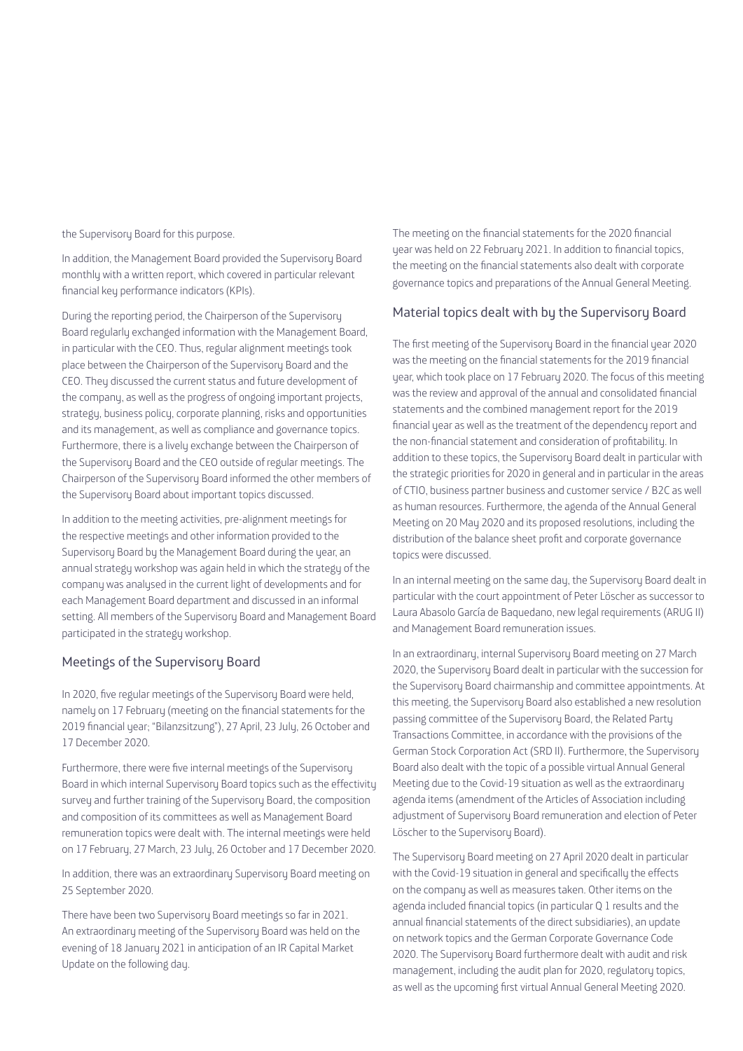the Supervisory Board for this purpose.

In addition, the Management Board provided the Supervisory Board monthly with a written report, which covered in particular relevant financial key performance indicators (KPIs).

During the reporting period, the Chairperson of the Supervisory Board regularly exchanged information with the Management Board, in particular with the CEO. Thus, regular alignment meetings took place between the Chairperson of the Supervisory Board and the CEO. They discussed the current status and future development of the company, as well as the progress of ongoing important projects, strategy, business policy, corporate planning, risks and opportunities and its management, as well as compliance and governance topics. Furthermore, there is a lively exchange between the Chairperson of the Supervisory Board and the CEO outside of regular meetings. The Chairperson of the Supervisory Board informed the other members of the Supervisory Board about important topics discussed.

In addition to the meeting activities, pre-alignment meetings for the respective meetings and other information provided to the Supervisory Board by the Management Board during the year, an annual strategy workshop was again held in which the strategy of the company was analysed in the current light of developments and for each Management Board department and discussed in an informal setting. All members of the Supervisory Board and Management Board participated in the strategy workshop.

## Meetings of the Supervisory Board

In 2020, five regular meetings of the Supervisory Board were held, namely on 17 February (meeting on the financial statements for the 2019 financial year; "Bilanzsitzung"), 27 April, 23 July, 26 October and 17 December 2020.

Furthermore, there were five internal meetings of the Supervisory Board in which internal Supervisory Board topics such as the effectivity survey and further training of the Supervisory Board, the composition and composition of its committees as well as Management Board remuneration topics were dealt with. The internal meetings were held on 17 February, 27 March, 23 July, 26 October and 17 December 2020.

In addition, there was an extraordinary Supervisory Board meeting on 25 September 2020.

There have been two Supervisory Board meetings so far in 2021. An extraordinary meeting of the Supervisory Board was held on the evening of 18 January 2021 in anticipation of an IR Capital Market Update on the following day.

The meeting on the financial statements for the 2020 financial year was held on 22 February 2021. In addition to financial topics, the meeting on the financial statements also dealt with corporate governance topics and preparations of the Annual General Meeting.

## Material topics dealt with by the Supervisory Board

The first meeting of the Supervisory Board in the financial year 2020 was the meeting on the financial statements for the 2019 financial year, which took place on 17 February 2020. The focus of this meeting was the review and approval of the annual and consolidated financial statements and the combined management report for the 2019 financial year as well as the treatment of the dependency report and the non-financial statement and consideration of profitability. In addition to these topics, the Supervisory Board dealt in particular with the strategic priorities for 2020 in general and in particular in the areas of CTIO, business partner business and customer service / B2C as well as human resources. Furthermore, the agenda of the Annual General Meeting on 20 May 2020 and its proposed resolutions, including the distribution of the balance sheet profit and corporate governance topics were discussed.

In an internal meeting on the same day, the Supervisory Board dealt in particular with the court appointment of Peter Löscher as successor to Laura Abasolo García de Baquedano, new legal requirements (ARUG II) and Management Board remuneration issues.

In an extraordinary, internal Supervisory Board meeting on 27 March 2020, the Supervisory Board dealt in particular with the succession for the Supervisory Board chairmanship and committee appointments. At this meeting, the Supervisory Board also established a new resolution passing committee of the Supervisory Board, the Related Party Transactions Committee, in accordance with the provisions of the German Stock Corporation Act (SRD II). Furthermore, the Supervisory Board also dealt with the topic of a possible virtual Annual General Meeting due to the Covid-19 situation as well as the extraordinary agenda items (amendment of the Articles of Association including adjustment of Supervisory Board remuneration and election of Peter Löscher to the Supervisory Board).

The Supervisory Board meeting on 27 April 2020 dealt in particular with the Covid-19 situation in general and specifically the effects on the company as well as measures taken. Other items on the agenda included financial topics (in particular Q 1 results and the annual financial statements of the direct subsidiaries), an update on network topics and the German Corporate Governance Code 2020. The Supervisory Board furthermore dealt with audit and risk management, including the audit plan for 2020, regulatory topics, as well as the upcoming first virtual Annual General Meeting 2020.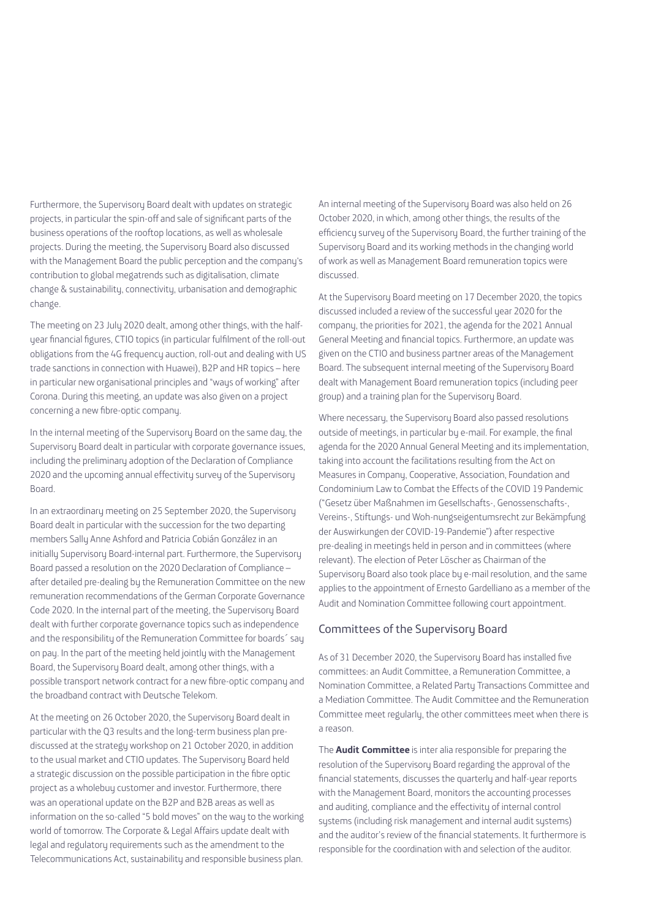Furthermore, the Supervisory Board dealt with updates on strategic projects, in particular the spin-off and sale of significant parts of the business operations of the rooftop locations, as well as wholesale projects. During the meeting, the Supervisory Board also discussed with the Management Board the public perception and the company's contribution to global megatrends such as digitalisation, climate change & sustainability, connectivity, urbanisation and demographic change.

The meeting on 23 July 2020 dealt, among other things, with the half-year financial figures, CTIO topics (in particular fulfilment of the roll-out obligations from the 4G frequency auction, roll-out and dealing with US trade sanctions in connection with Huawei), B2P and HR topics – here in particular new organisational principles and "ways of working" after Corona. During this meeting, an update was also given on a project concerning a new fibre-optic company.

In the internal meeting of the Supervisory Board on the same day, the Supervisory Board dealt in particular with corporate governance issues, including the preliminary adoption of the Declaration of Compliance 2020 and the upcoming annual effectivity survey of the Supervisory Board.

In an extraordinary meeting on 25 September 2020, the Supervisory Board dealt in particular with the succession for the two departing members Sally Anne Ashford and Patricia Cobián González in an initially Supervisory Board-internal part. Furthermore, the Supervisory Board passed a resolution on the 2020 Declaration of Compliance – after detailed pre-dealing by the Remuneration Committee on the new remuneration recommendations of the German Corporate Governance Code 2020. In the internal part of the meeting, the Supervisory Board dealt with further corporate governance topics such as independence and the responsibility of the Remuneration Committee for boards´ say on pay. In the part of the meeting held jointly with the Management Board, the Supervisory Board dealt, among other things, with a possible transport network contract for a new fibre-optic company and the broadband contract with Deutsche Telekom.

At the meeting on 26 October 2020, the Supervisory Board dealt in particular with the Q3 results and the long-term business plan pre-discussed at the strategy workshop on 21 October 2020, in addition to the usual market and CTIO updates. The Supervisory Board held a strategic discussion on the possible participation in the fibre optic project as a wholebuy customer and investor. Furthermore, there was an operational update on the B2P and B2B areas as well as information on the so-called "5 bold moves" on the way to the working world of tomorrow. The Corporate & Legal Affairs update dealt with legal and regulatory requirements such as the amendment to the Telecommunications Act, sustainability and responsible business plan.

An internal meeting of the Supervisory Board was also held on 26 October 2020, in which, among other things, the results of the efficiency survey of the Supervisory Board, the further training of the Supervisory Board and its working methods in the changing world of work as well as Management Board remuneration topics were discussed.

At the Supervisory Board meeting on 17 December 2020, the topics discussed included a review of the successful year 2020 for the company, the priorities for 2021, the agenda for the 2021 Annual General Meeting and financial topics. Furthermore, an update was given on the CTIO and business partner areas of the Management Board. The subsequent internal meeting of the Supervisory Board dealt with Management Board remuneration topics (including peer group) and a training plan for the Supervisory Board.

Where necessary, the Supervisory Board also passed resolutions outside of meetings, in particular by e-mail. For example, the final agenda for the 2020 Annual General Meeting and its implementation, taking into account the facilitations resulting from the Act on Measures in Company, Cooperative, Association, Foundation and Condominium Law to Combat the Effects of the COVID 19 Pandemic ("Gesetz über Maßnahmen im Gesellschafts-, Genossenschafts-, Vereins-, Stiftungs- und Woh-nungseigentumsrecht zur Bekämpfung der Auswirkungen der COVID-19-Pandemie") after respective pre-dealing in meetings held in person and in committees (where relevant). The election of Peter Löscher as Chairman of the Supervisory Board also took place by e-mail resolution, and the same applies to the appointment of Ernesto Gardelliano as a member of the Audit and Nomination Committee following court appointment.

## Committees of the Supervisory Board

As of 31 December 2020, the Supervisory Board has installed five committees: an Audit Committee, a Remuneration Committee, a Nomination Committee, a Related Party Transactions Committee and a Mediation Committee. The Audit Committee and the Remuneration Committee meet regularly, the other committees meet when there is a reason.

The **Audit Committee** is inter alia responsible for preparing the resolution of the Supervisory Board regarding the approval of the financial statements, discusses the quarterly and half-year reports with the Management Board, monitors the accounting processes and auditing, compliance and the effectivity of internal control systems (including risk management and internal audit systems) and the auditor's review of the financial statements. It furthermore is responsible for the coordination with and selection of the auditor.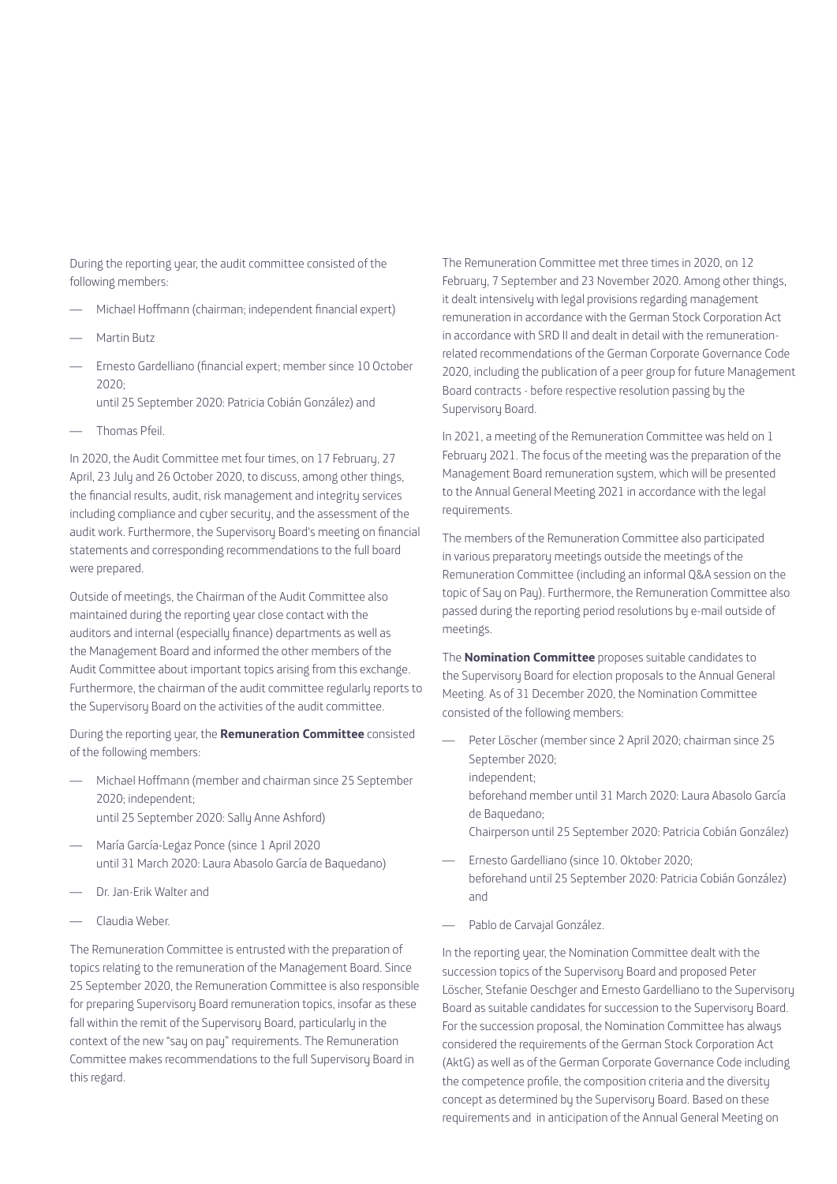During the reporting year, the audit committee consisted of the following members:

- Michael Hoffmann (chairman; independent financial expert)
- Martin Butz
- Ernesto Gardelliano (financial expert; member since 10 October 2020;
  until 25 September 2020: Patricia Cobián González) and
- Thomas Pfeil.

In 2020, the Audit Committee met four times, on 17 February, 27 April, 23 July and 26 October 2020, to discuss, among other things, the financial results, audit, risk management and integrity services including compliance and cyber security, and the assessment of the audit work. Furthermore, the Supervisory Board's meeting on financial statements and corresponding recommendations to the full board were prepared.

Outside of meetings, the Chairman of the Audit Committee also maintained during the reporting year close contact with the auditors and internal (especially finance) departments as well as the Management Board and informed the other members of the Audit Committee about important topics arising from this exchange. Furthermore, the chairman of the audit committee regularly reports to the Supervisory Board on the activities of the audit committee.

During the reporting year, the **Remuneration Committee** consisted of the following members:

- Michael Hoffmann (member and chairman since 25 September 2020; independent;
  until 25 September 2020: Sally Anne Ashford)
- María García-Legaz Ponce (since 1 April 2020
  until 31 March 2020: Laura Abasolo García de Baquedano)
- Dr. Jan-Erik Walter and
- Claudia Weber.

The Remuneration Committee is entrusted with the preparation of topics relating to the remuneration of the Management Board. Since 25 September 2020, the Remuneration Committee is also responsible for preparing Supervisory Board remuneration topics, insofar as these fall within the remit of the Supervisory Board, particularly in the context of the new "say on pay" requirements. The Remuneration Committee makes recommendations to the full Supervisory Board in this regard.

The Remuneration Committee met three times in 2020, on 12 February, 7 September and 23 November 2020. Among other things, it dealt intensively with legal provisions regarding management remuneration in accordance with the German Stock Corporation Act in accordance with SRD II and dealt in detail with the remuneration-related recommendations of the German Corporate Governance Code 2020, including the publication of a peer group for future Management Board contracts - before respective resolution passing by the Supervisory Board.

In 2021, a meeting of the Remuneration Committee was held on 1 February 2021. The focus of the meeting was the preparation of the Management Board remuneration system, which will be presented to the Annual General Meeting 2021 in accordance with the legal requirements.

The members of the Remuneration Committee also participated in various preparatory meetings outside the meetings of the Remuneration Committee (including an informal Q&A session on the topic of Say on Pay). Furthermore, the Remuneration Committee also passed during the reporting period resolutions by e-mail outside of meetings.

The **Nomination Committee** proposes suitable candidates to the Supervisory Board for election proposals to the Annual General Meeting. As of 31 December 2020, the Nomination Committee consisted of the following members:

- Peter Löscher (member since 2 April 2020; chairman since 25 September 2020;
  independent;
  beforehand member until 31 March 2020: Laura Abasolo García de Baquedano;
  Chairperson until 25 September 2020: Patricia Cobián González)
- Ernesto Gardelliano (since 10. Oktober 2020;
  beforehand until 25 September 2020: Patricia Cobián González) and
- Pablo de Carvajal González.

In the reporting year, the Nomination Committee dealt with the succession topics of the Supervisory Board and proposed Peter Löscher, Stefanie Oeschger and Ernesto Gardelliano to the Supervisory Board as suitable candidates for succession to the Supervisory Board. For the succession proposal, the Nomination Committee has always considered the requirements of the German Stock Corporation Act (AktG) as well as of the German Corporate Governance Code including the competence profile, the composition criteria and the diversity concept as determined by the Supervisory Board. Based on these requirements and in anticipation of the Annual General Meeting on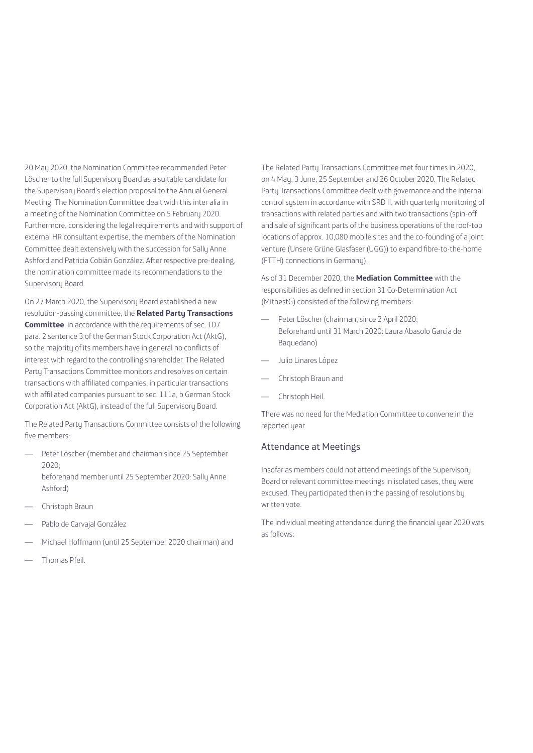20 May 2020, the Nomination Committee recommended Peter Löscher to the full Supervisory Board as a suitable candidate for the Supervisory Board's election proposal to the Annual General Meeting. The Nomination Committee dealt with this inter alia in a meeting of the Nomination Committee on 5 February 2020. Furthermore, considering the legal requirements and with support of external HR consultant expertise, the members of the Nomination Committee dealt extensively with the succession for Sally Anne Ashford and Patricia Cobián González. After respective pre-dealing, the nomination committee made its recommendations to the Supervisory Board.

On 27 March 2020, the Supervisory Board established a new resolution-passing committee, the **Related Party Transactions Committee**, in accordance with the requirements of sec. 107 para. 2 sentence 3 of the German Stock Corporation Act (AktG), so the majority of its members have in general no conflicts of interest with regard to the controlling shareholder. The Related Party Transactions Committee monitors and resolves on certain transactions with affiliated companies, in particular transactions with affiliated companies pursuant to sec. 111a, b German Stock Corporation Act (AktG), instead of the full Supervisory Board.

The Related Party Transactions Committee consists of the following five members:

- Peter Löscher (member and chairman since 25 September 2020;
  beforehand member until 25 September 2020: Sally Anne Ashford)
- Christoph Braun
- Pablo de Carvajal González
- Michael Hoffmann (until 25 September 2020 chairman) and
- Thomas Pfeil.

The Related Party Transactions Committee met four times in 2020, on 4 May, 3 June, 25 September and 26 October 2020. The Related Party Transactions Committee dealt with governance and the internal control system in accordance with SRD II, with quarterly monitoring of transactions with related parties and with two transactions (spin-off and sale of significant parts of the business operations of the roof-top locations of approx. 10,080 mobile sites and the co-founding of a joint venture (Unsere Grüne Glasfaser (UGG)) to expand fibre-to-the-home (FTTH) connections in Germany).

As of 31 December 2020, the **Mediation Committee** with the responsibilities as defined in section 31 Co-Determination Act (MitbestG) consisted of the following members:

- Peter Löscher (chairman, since 2 April 2020;
  Beforehand until 31 March 2020: Laura Abasolo García de Baquedano)
- Julio Linares López
- Christoph Braun and
- Christoph Heil.

There was no need for the Mediation Committee to convene in the reported year.

## Attendance at Meetings

Insofar as members could not attend meetings of the Supervisory Board or relevant committee meetings in isolated cases, they were excused. They participated then in the passing of resolutions by written vote.

The individual meeting attendance during the financial year 2020 was as follows: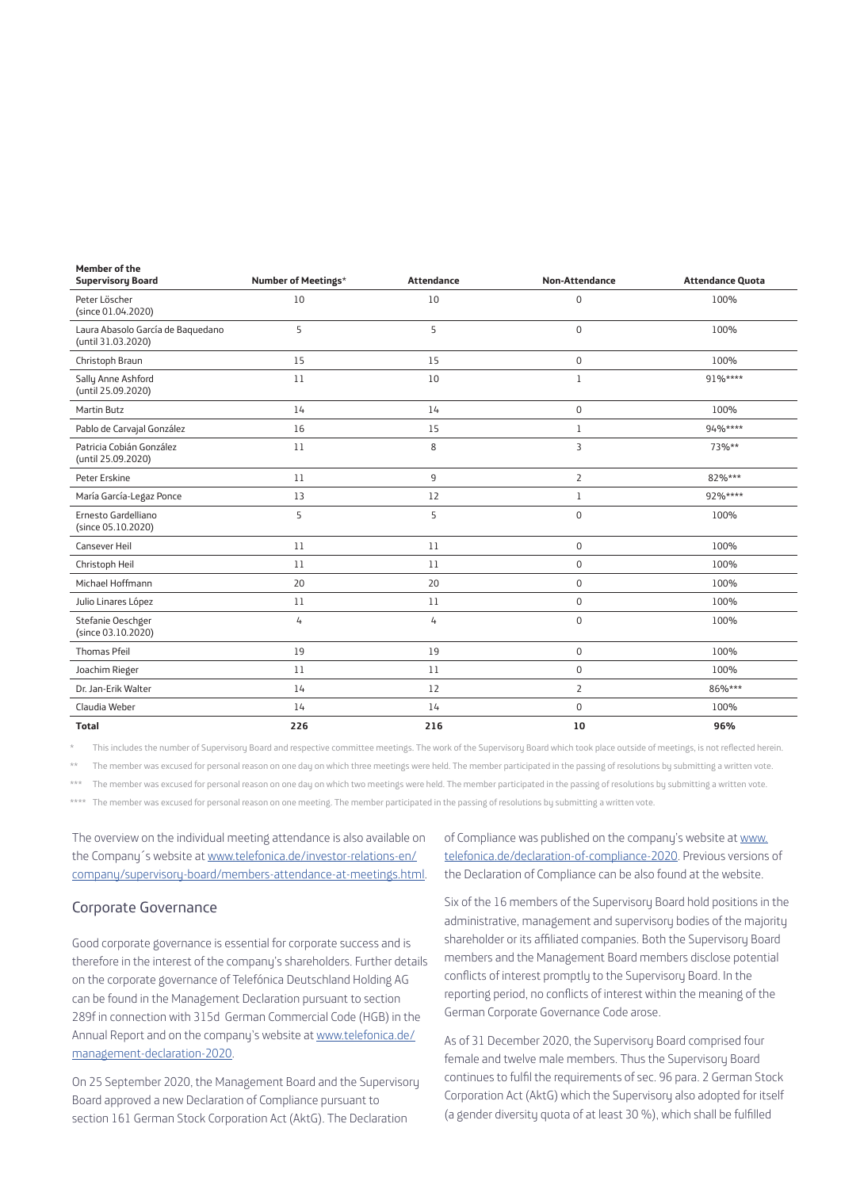| Member of the Supervisory Board | Number of Meetings* | Attendance | Non-Attendance | Attendance Quota |
|---|---|---|---|---|
| Peter Löscher (since 01.04.2020) | 10 | 10 | 0 | 100% |
| Laura Abasolo García de Baquedano (until 31.03.2020) | 5 | 5 | 0 | 100% |
| Christoph Braun | 15 | 15 | 0 | 100% |
| Sally Anne Ashford (until 25.09.2020) | 11 | 10 | 1 | 91%**** |
| Martin Butz | 14 | 14 | 0 | 100% |
| Pablo de Carvajal González | 16 | 15 | 1 | 94%**** |
| Patricia Cobián González (until 25.09.2020) | 11 | 8 | 3 | 73%** |
| Peter Erskine | 11 | 9 | 2 | 82%*** |
| María García-Legaz Ponce | 13 | 12 | 1 | 92%**** |
| Ernesto Gardelliano (since 05.10.2020) | 5 | 5 | 0 | 100% |
| Cansever Heil | 11 | 11 | 0 | 100% |
| Christoph Heil | 11 | 11 | 0 | 100% |
| Michael Hoffmann | 20 | 20 | 0 | 100% |
| Julio Linares López | 11 | 11 | 0 | 100% |
| Stefanie Oeschger (since 03.10.2020) | 4 | 4 | 0 | 100% |
| Thomas Pfeil | 19 | 19 | 0 | 100% |
| Joachim Rieger | 11 | 11 | 0 | 100% |
| Dr. Jan-Erik Walter | 14 | 12 | 2 | 86%*** |
| Claudia Weber | 14 | 14 | 0 | 100% |
| **Total** | **226** | **216** | **10** | **96%** |

\* This includes the number of Supervisory Board and respective committee meetings. The work of the Supervisory Board which took place outside of meetings, is not reflected herein.

\** The member was excused for personal reason on one day on which three meetings were held. The member participated in the passing of resolutions by submitting a written vote.

\*** The member was excused for personal reason on one day on which two meetings were held. The member participated in the passing of resolutions by submitting a written vote.

\**** The member was excused for personal reason on one meeting. The member participated in the passing of resolutions by submitting a written vote.

The overview on the individual meeting attendance is also available on the Company´s website at [www.telefonica.de/investor-relations-en/company/supervisory-board/members-attendance-at-meetings.html](www.telefonica.de/investor-relations-en/company/supervisory-board/members-attendance-at-meetings.html).

## Corporate Governance

Good corporate governance is essential for corporate success and is therefore in the interest of the company's shareholders. Further details on the corporate governance of Telefónica Deutschland Holding AG can be found in the Management Declaration pursuant to section 289f in connection with 315d German Commercial Code (HGB) in the Annual Report and on the company's website at [www.telefonica.de/management-declaration-2020](www.telefonica.de/management-declaration-2020).

On 25 September 2020, the Management Board and the Supervisory Board approved a new Declaration of Compliance pursuant to section 161 German Stock Corporation Act (AktG). The Declaration of Compliance was published on the company's website at [www.telefonica.de/declaration-of-compliance-2020](www.telefonica.de/declaration-of-compliance-2020). Previous versions of the Declaration of Compliance can be also found at the website.

Six of the 16 members of the Supervisory Board hold positions in the administrative, management and supervisory bodies of the majority shareholder or its affiliated companies. Both the Supervisory Board members and the Management Board members disclose potential conflicts of interest promptly to the Supervisory Board. In the reporting period, no conflicts of interest within the meaning of the German Corporate Governance Code arose.

As of 31 December 2020, the Supervisory Board comprised four female and twelve male members. Thus the Supervisory Board continues to fulfil the requirements of sec. 96 para. 2 German Stock Corporation Act (AktG) which the Supervisory also adopted for itself (a gender diversity quota of at least 30 %), which shall be fulfilled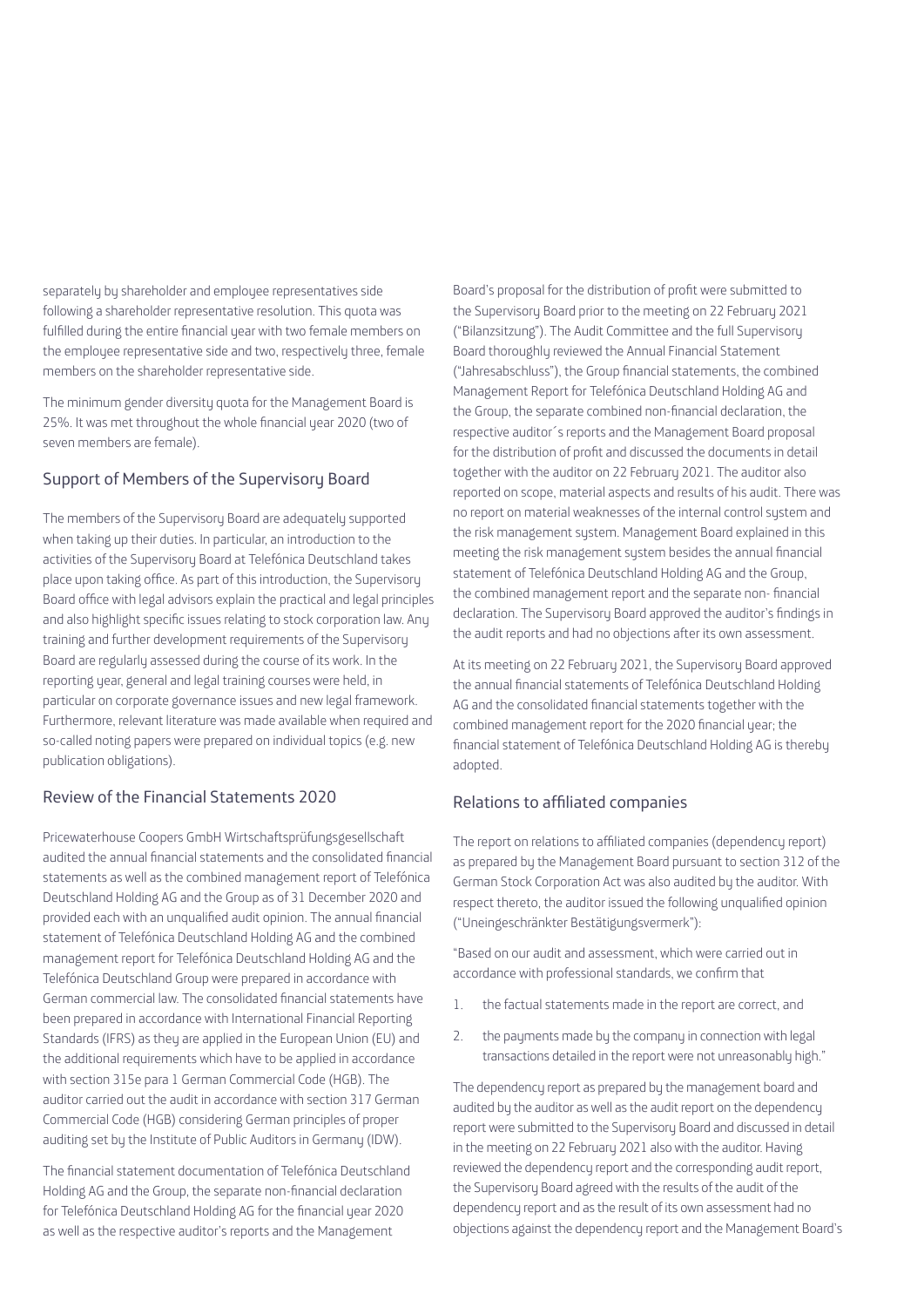separately by shareholder and employee representatives side following a shareholder representative resolution. This quota was fulfilled during the entire financial year with two female members on the employee representative side and two, respectively three, female members on the shareholder representative side.

The minimum gender diversity quota for the Management Board is 25%. It was met throughout the whole financial year 2020 (two of seven members are female).

## Support of Members of the Supervisory Board

The members of the Supervisory Board are adequately supported when taking up their duties. In particular, an introduction to the activities of the Supervisory Board at Telefónica Deutschland takes place upon taking office. As part of this introduction, the Supervisory Board office with legal advisors explain the practical and legal principles and also highlight specific issues relating to stock corporation law. Any training and further development requirements of the Supervisory Board are regularly assessed during the course of its work. In the reporting year, general and legal training courses were held, in particular on corporate governance issues and new legal framework. Furthermore, relevant literature was made available when required and so-called noting papers were prepared on individual topics (e.g. new publication obligations).

## Review of the Financial Statements 2020

Pricewaterhouse Coopers GmbH Wirtschaftsprüfungsgesellschaft audited the annual financial statements and the consolidated financial statements as well as the combined management report of Telefónica Deutschland Holding AG and the Group as of 31 December 2020 and provided each with an unqualified audit opinion. The annual financial statement of Telefónica Deutschland Holding AG and the combined management report for Telefónica Deutschland Holding AG and the Telefónica Deutschland Group were prepared in accordance with German commercial law. The consolidated financial statements have been prepared in accordance with International Financial Reporting Standards (IFRS) as they are applied in the European Union (EU) and the additional requirements which have to be applied in accordance with section 315e para 1 German Commercial Code (HGB). The auditor carried out the audit in accordance with section 317 German Commercial Code (HGB) considering German principles of proper auditing set by the Institute of Public Auditors in Germany (IDW).

The financial statement documentation of Telefónica Deutschland Holding AG and the Group, the separate non-financial declaration for Telefónica Deutschland Holding AG for the financial year 2020 as well as the respective auditor's reports and the Management Board's proposal for the distribution of profit were submitted to the Supervisory Board prior to the meeting on 22 February 2021 ("Bilanzsitzung"). The Audit Committee and the full Supervisory Board thoroughly reviewed the Annual Financial Statement ("Jahresabschluss"), the Group financial statements, the combined Management Report for Telefónica Deutschland Holding AG and the Group, the separate combined non-financial declaration, the respective auditor´s reports and the Management Board proposal for the distribution of profit and discussed the documents in detail together with the auditor on 22 February 2021. The auditor also reported on scope, material aspects and results of his audit. There was no report on material weaknesses of the internal control system and the risk management system. Management Board explained in this meeting the risk management system besides the annual financial statement of Telefónica Deutschland Holding AG and the Group, the combined management report and the separate non- financial declaration. The Supervisory Board approved the auditor's findings in the audit reports and had no objections after its own assessment.

At its meeting on 22 February 2021, the Supervisory Board approved the annual financial statements of Telefónica Deutschland Holding AG and the consolidated financial statements together with the combined management report for the 2020 financial year; the financial statement of Telefónica Deutschland Holding AG is thereby adopted.

## Relations to affiliated companies

The report on relations to affiliated companies (dependency report) as prepared by the Management Board pursuant to section 312 of the German Stock Corporation Act was also audited by the auditor. With respect thereto, the auditor issued the following unqualified opinion ("Uneingeschränkter Bestätigungsvermerk"):

"Based on our audit and assessment, which were carried out in accordance with professional standards, we confirm that

1. the factual statements made in the report are correct, and
2. the payments made by the company in connection with legal transactions detailed in the report were not unreasonably high."

The dependency report as prepared by the management board and audited by the auditor as well as the audit report on the dependency report were submitted to the Supervisory Board and discussed in detail in the meeting on 22 February 2021 also with the auditor. Having reviewed the dependency report and the corresponding audit report, the Supervisory Board agreed with the results of the audit of the dependency report and as the result of its own assessment had no objections against the dependency report and the Management Board's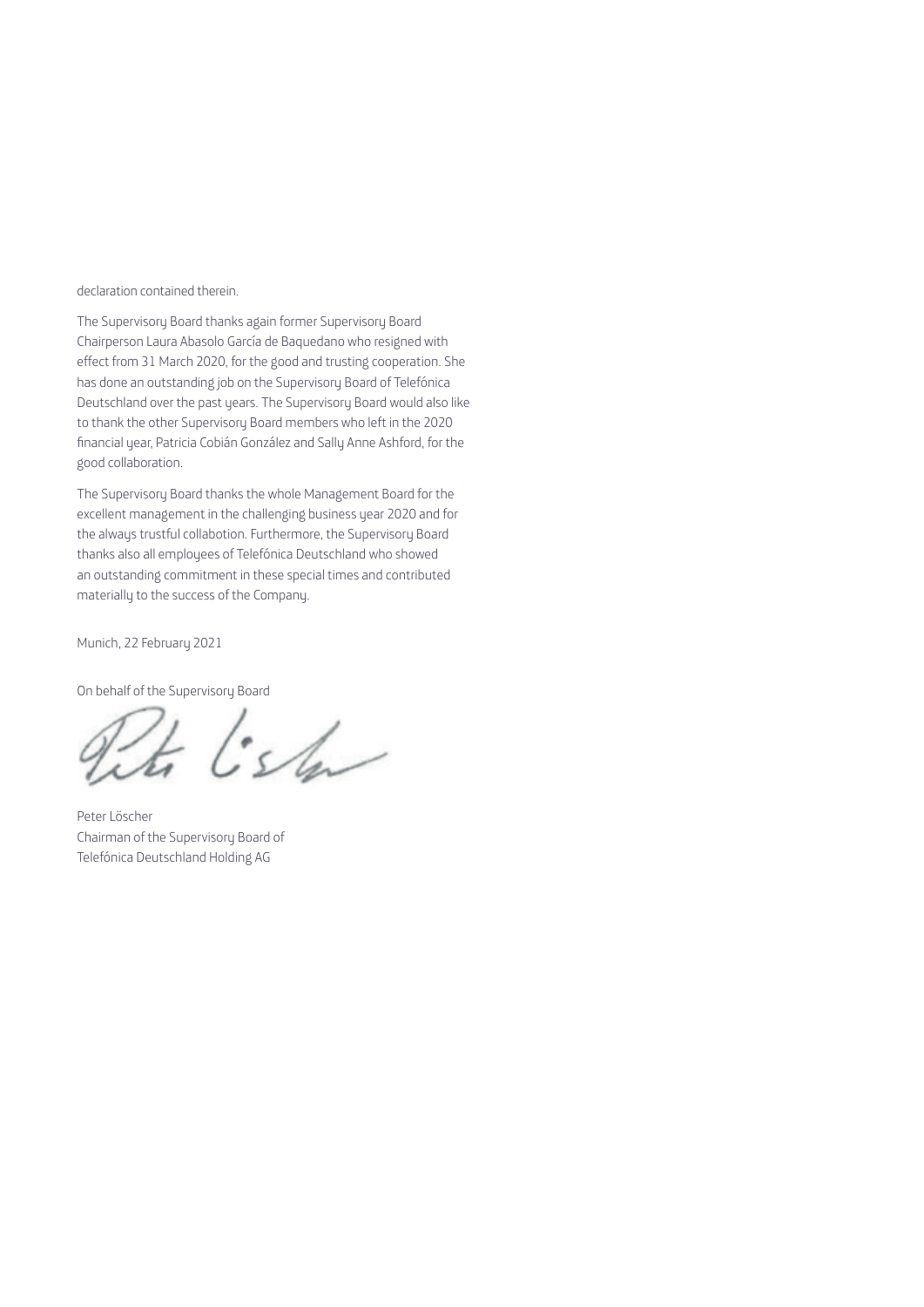declaration contained therein.

The Supervisory Board thanks again former Supervisory Board Chairperson Laura Abasolo García de Baquedano who resigned with effect from 31 March 2020, for the good and trusting cooperation. She has done an outstanding job on the Supervisory Board of Telefónica Deutschland over the past years. The Supervisory Board would also like to thank the other Supervisory Board members who left in the 2020 financial year, Patricia Cobián González and Sally Anne Ashford, for the good collaboration.

The Supervisory Board thanks the whole Management Board for the excellent management in the challenging business year 2020 and for the always trustful collabotion. Furthermore, the Supervisory Board thanks also all employees of Telefónica Deutschland who showed an outstanding commitment in these special times and contributed materially to the success of the Company.

Munich, 22 February 2021

On behalf of the Supervisory Board

Peter Löscher
Chairman of the Supervisory Board of
Telefónica Deutschland Holding AG